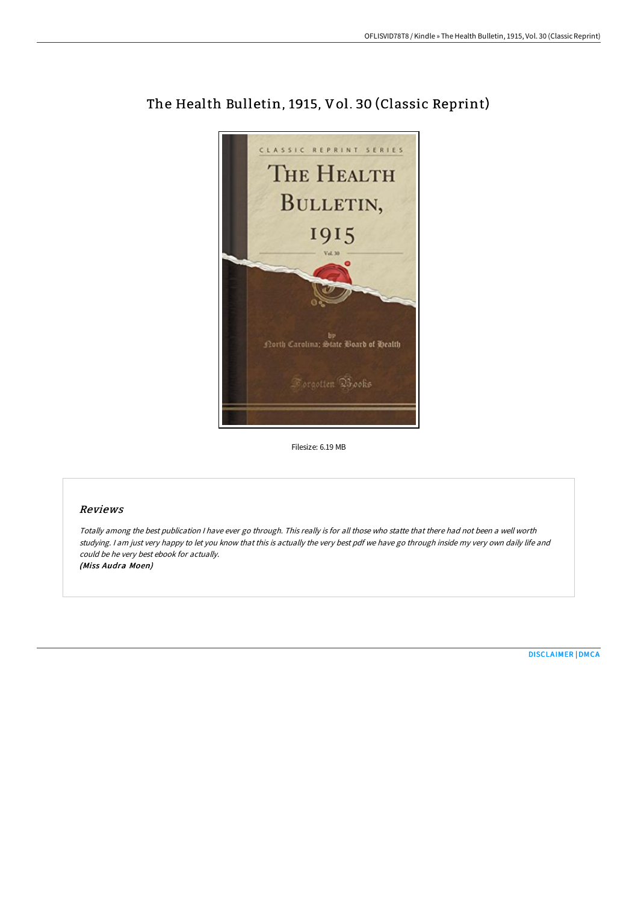# The Health Bulletin, 1915, Vol. 30 (Classic Reprint)

Filesize: 6.19 MB

## Reviews

*Totally among the best publication I have ever go through. This really is for all those who statte that there had not been a well worth studying. I am just very happy to let you know that this is actually the very best pdf we have go through inside my very own daily life and could be he very best ebook for actually.*

***(Miss Audra Moen)***

[DISCLAIMER](#) | [DMCA](#)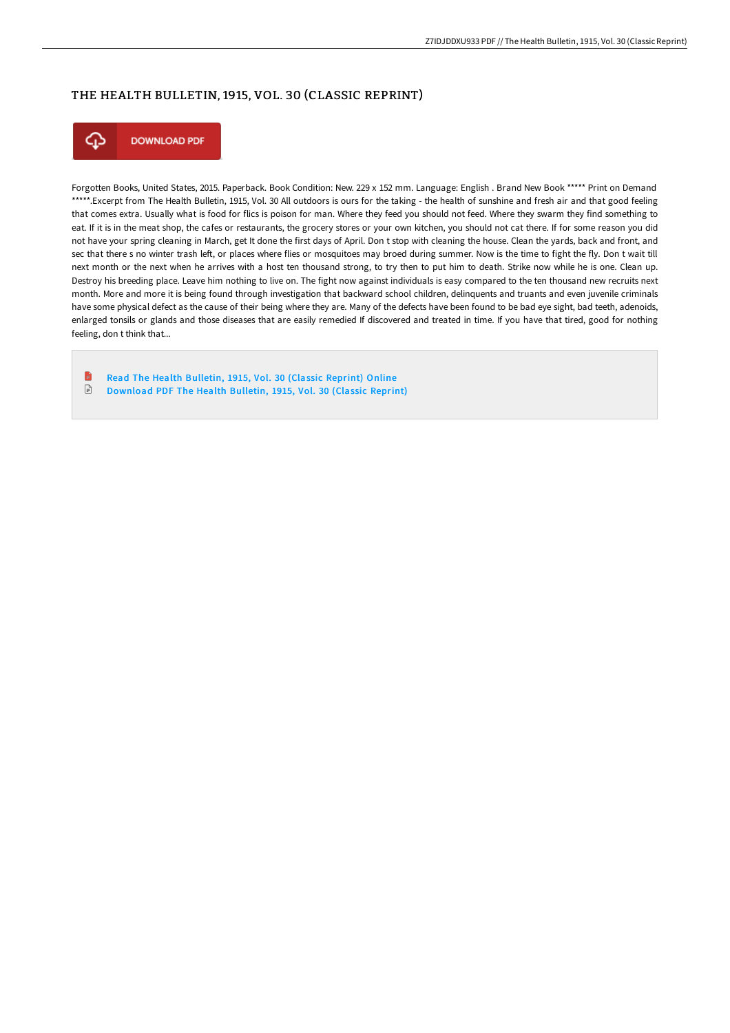## THE HEALTH BULLETIN, 1915, VOL. 30 (CLASSIC REPRINT)

DOWNLOAD PDF

Forgotten Books, United States, 2015. Paperback. Book Condition: New. 229 x 152 mm. Language: English . Brand New Book ***** Print on Demand *****.Excerpt from The Health Bulletin, 1915, Vol. 30 All outdoors is ours for the taking - the health of sunshine and fresh air and that good feeling that comes extra. Usually what is food for flics is poison for man. Where they feed you should not feed. Where they swarm they find something to eat. If it is in the meat shop, the cafes or restaurants, the grocery stores or your own kitchen, you should not cat there. If for some reason you did not have your spring cleaning in March, get It done the first days of April. Don t stop with cleaning the house. Clean the yards, back and front, and sec that there s no winter trash left, or places where flies or mosquitoes may broed during summer. Now is the time to fight the fly. Don t wait till next month or the next when he arrives with a host ten thousand strong, to try then to put him to death. Strike now while he is one. Clean up. Destroy his breeding place. Leave him nothing to live on. The fight now against individuals is easy compared to the ten thousand new recruits next month. More and more it is being found through investigation that backward school children, delinquents and truants and even juvenile criminals have some physical defect as the cause of their being where they are. Many of the defects have been found to be bad eye sight, bad teeth, adenoids, enlarged tonsils or glands and those diseases that are easily remedied If discovered and treated in time. If you have that tired, good for nothing feeling, don t think that...

- Read The Health Bulletin, 1915, Vol. 30 (Classic Reprint) Online
- Download PDF The Health Bulletin, 1915, Vol. 30 (Classic Reprint)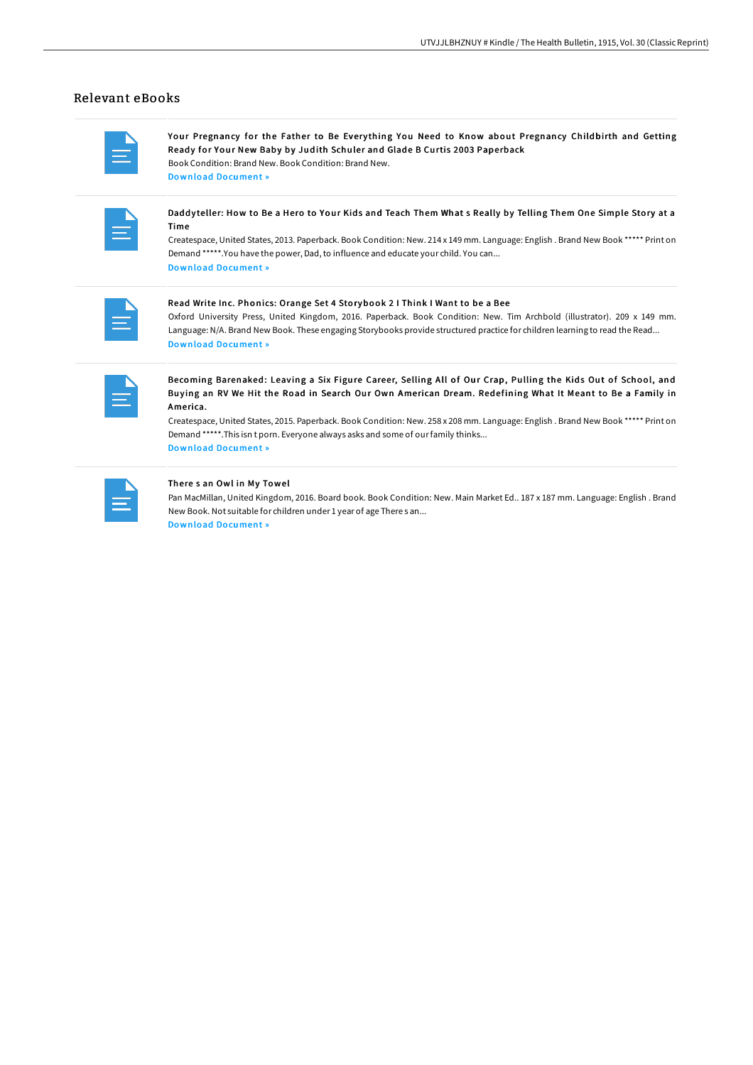## Relevant eBooks

**Your Pregnancy for the Father to Be Everything You Need to Know about Pregnancy Childbirth and Getting Ready for Your New Baby by Judith Schuler and Glade B Curtis 2003 Paperback**

Book Condition: Brand New. Book Condition: Brand New.

Download Document »

**Daddyteller: How to Be a Hero to Your Kids and Teach Them What s Really by Telling Them One Simple Story at a Time**

Createspace, United States, 2013. Paperback. Book Condition: New. 214 x 149 mm. Language: English . Brand New Book ***** Print on Demand *****.You have the power, Dad, to influence and educate your child. You can...

Download Document »

**Read Write Inc. Phonics: Orange Set 4 Storybook 2 I Think I Want to be a Bee**

Oxford University Press, United Kingdom, 2016. Paperback. Book Condition: New. Tim Archbold (illustrator). 209 x 149 mm. Language: N/A. Brand New Book. These engaging Storybooks provide structured practice for children learning to read the Read...

Download Document »

**Becoming Barenaked: Leaving a Six Figure Career, Selling All of Our Crap, Pulling the Kids Out of School, and Buying an RV We Hit the Road in Search Our Own American Dream. Redefining What It Meant to Be a Family in America.**

Createspace, United States, 2015. Paperback. Book Condition: New. 258 x 208 mm. Language: English . Brand New Book ***** Print on Demand *****.This isn t porn. Everyone always asks and some of our family thinks...

Download Document »

**There s an Owl in My Towel**

Pan MacMillan, United Kingdom, 2016. Board book. Book Condition: New. Main Market Ed.. 187 x 187 mm. Language: English . Brand New Book. Not suitable for children under 1 year of age There s an...

Download Document »